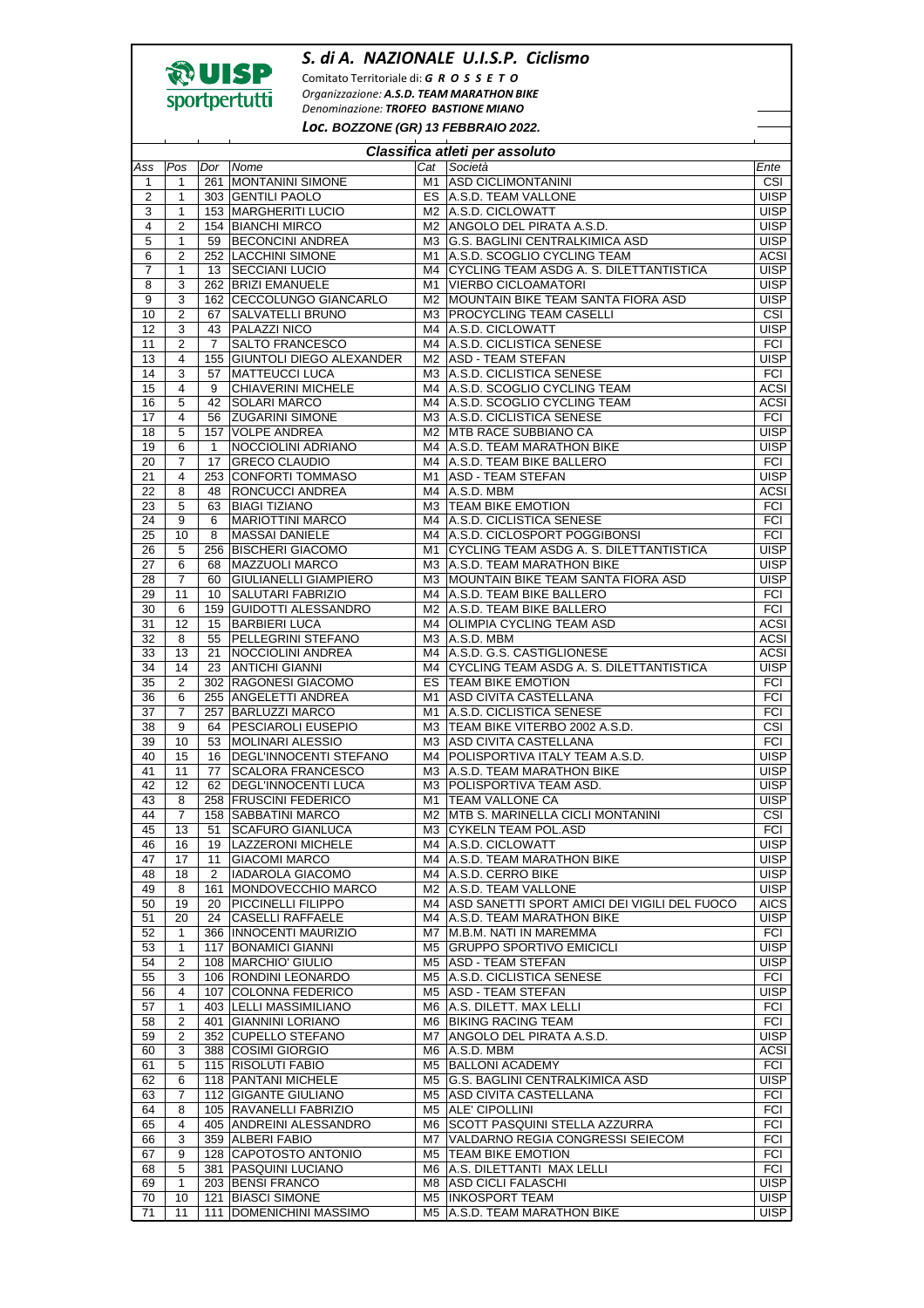# S. di A. NAZIONALE U.I.S.P. Ciclismo

UISP sportpertutti

Comitato Territoriale di: **G R O S S E T O**
*Organizzazione:* ***A.S.D. TEAM MARATHON BIKE***
*Denominazione:* ***TROFEO BASTIONE MIANO***

***Loc. BOZZONE (GR) 13 FEBBRAIO 2022.***

## Classifica atleti per assoluto

| Ass | Pos | Dor | Nome | Cat | Società | Ente |
|---|---|---|---|---|---|---|
| 1 | 1 | 261 | MONTANINI SIMONE | M1 | ASD CICLIMONTANINI | CSI |
| 2 | 1 | 303 | GENTILI PAOLO | ES | A.S.D. TEAM VALLONE | UISP |
| 3 | 1 | 153 | MARGHERITI LUCIO | M2 | A.S.D. CICLOWATT | UISP |
| 4 | 2 | 154 | BIANCHI MIRCO | M2 | ANGOLO DEL PIRATA A.S.D. | UISP |
| 5 | 1 | 59 | BECONCINI ANDREA | M3 | G.S. BAGLINI CENTRALKIMICA ASD | UISP |
| 6 | 2 | 252 | LACCHINI SIMONE | M1 | A.S.D. SCOGLIO CYCLING TEAM | ACSI |
| 7 | 1 | 13 | SECCIANI LUCIO | M4 | CYCLING TEAM ASDG A. S. DILETTANTISTICA | UISP |
| 8 | 3 | 262 | BRIZI EMANUELE | M1 | VIERBO CICLOAMATORI | UISP |
| 9 | 3 | 162 | CECCOLUNGO GIANCARLO | M2 | MOUNTAIN BIKE TEAM SANTA FIORA ASD | UISP |
| 10 | 2 | 67 | SALVATELLI BRUNO | M3 | PROCYCLING TEAM CASELLI | CSI |
| 12 | 3 | 43 | PALAZZI NICO | M4 | A.S.D. CICLOWATT | UISP |
| 11 | 2 | 7 | SALTO FRANCESCO | M4 | A.S.D. CICLISTICA SENESE | FCI |
| 13 | 4 | 155 | GIUNTOLI DIEGO ALEXANDER | M2 | ASD - TEAM STEFAN | UISP |
| 14 | 3 | 57 | MATTEUCCI LUCA | M3 | A.S.D. CICLISTICA SENESE | FCI |
| 15 | 4 | 9 | CHIAVERINI MICHELE | M4 | A.S.D. SCOGLIO CYCLING TEAM | ACSI |
| 16 | 5 | 42 | SOLARI MARCO | M4 | A.S.D. SCOGLIO CYCLING TEAM | ACSI |
| 17 | 4 | 56 | ZUGARINI SIMONE | M3 | A.S.D. CICLISTICA SENESE | FCI |
| 18 | 5 | 157 | VOLPE ANDREA | M2 | MTB RACE SUBBIANO CA | UISP |
| 19 | 6 | 1 | NOCCIOLINI ADRIANO | M4 | A.S.D. TEAM MARATHON BIKE | UISP |
| 20 | 7 | 17 | GRECO CLAUDIO | M4 | A.S.D. TEAM BIKE BALLERO | FCI |
| 21 | 4 | 253 | CONFORTI TOMMASO | M1 | ASD - TEAM STEFAN | UISP |
| 22 | 8 | 48 | RONCUCCI ANDREA | M4 | A.S.D. MBM | ACSI |
| 23 | 5 | 63 | BIAGI TIZIANO | M3 | TEAM BIKE EMOTION | FCI |
| 24 | 9 | 6 | MARIOTTINI MARCO | M4 | A.S.D. CICLISTICA SENESE | FCI |
| 25 | 10 | 8 | MASSAI DANIELE | M4 | A.S.D. CICLOSPORT POGGIBONSI | FCI |
| 26 | 5 | 256 | BISCHERI GIACOMO | M1 | CYCLING TEAM ASDG A. S. DILETTANTISTICA | UISP |
| 27 | 6 | 68 | MAZZUOLI MARCO | M3 | A.S.D. TEAM MARATHON BIKE | UISP |
| 28 | 7 | 60 | GIULIANELLI GIAMPIERO | M3 | MOUNTAIN BIKE TEAM SANTA FIORA ASD | UISP |
| 29 | 11 | 10 | SALUTARI FABRIZIO | M4 | A.S.D. TEAM BIKE BALLERO | FCI |
| 30 | 6 | 159 | GUIDOTTI ALESSANDRO | M2 | A.S.D. TEAM BIKE BALLERO | FCI |
| 31 | 12 | 15 | BARBIERI LUCA | M4 | OLIMPIA CYCLING TEAM ASD | ACSI |
| 32 | 8 | 55 | PELLEGRINI STEFANO | M3 | A.S.D. MBM | ACSI |
| 33 | 13 | 21 | NOCCIOLINI ANDREA | M4 | A.S.D. G.S. CASTIGLIONESE | ACSI |
| 34 | 14 | 23 | ANTICHI GIANNI | M4 | CYCLING TEAM ASDG A. S. DILETTANTISTICA | UISP |
| 35 | 2 | 302 | RAGONESI GIACOMO | ES | TEAM BIKE EMOTION | FCI |
| 36 | 6 | 255 | ANGELETTI ANDREA | M1 | ASD CIVITA CASTELLANA | FCI |
| 37 | 7 | 257 | BARLUZZI MARCO | M1 | A.S.D. CICLISTICA SENESE | FCI |
| 38 | 9 | 64 | PESCIAROLI EUSEPIO | M3 | TEAM BIKE VITERBO 2002 A.S.D. | CSI |
| 39 | 10 | 53 | MOLINARI ALESSIO | M3 | ASD CIVITA CASTELLANA | FCI |
| 40 | 15 | 16 | DEGL'INNOCENTI STEFANO | M4 | POLISPORTIVA ITALY TEAM A.S.D. | UISP |
| 41 | 11 | 77 | SCALORA FRANCESCO | M3 | A.S.D. TEAM MARATHON BIKE | UISP |
| 42 | 12 | 62 | DEGL'INNOCENTI LUCA | M3 | POLISPORTIVA TEAM ASD. | UISP |
| 43 | 8 | 258 | FRUSCINI FEDERICO | M1 | TEAM VALLONE CA | UISP |
| 44 | 7 | 158 | SABBATINI MARCO | M2 | MTB S. MARINELLA CICLI MONTANINI | CSI |
| 45 | 13 | 51 | SCAFURO GIANLUCA | M3 | CYKELN TEAM POL.ASD | FCI |
| 46 | 16 | 19 | LAZZERONI MICHELE | M4 | A.S.D. CICLOWATT | UISP |
| 47 | 17 | 11 | GIACOMI MARCO | M4 | A.S.D. TEAM MARATHON BIKE | UISP |
| 48 | 18 | 2 | IADAROLA GIACOMO | M4 | A.S.D. CERRO BIKE | UISP |
| 49 | 8 | 161 | MONDOVECCHIO MARCO | M2 | A.S.D. TEAM VALLONE | UISP |
| 50 | 19 | 20 | PICCINELLI FILIPPO | M4 | ASD SANETTI SPORT AMICI DEI VIGILI DEL FUOCO | AICS |
| 51 | 20 | 24 | CASELLI RAFFAELE | M4 | A.S.D. TEAM MARATHON BIKE | UISP |
| 52 | 1 | 366 | INNOCENTI MAURIZIO | M7 | M.B.M. NATI IN MAREMMA | FCI |
| 53 | 1 | 117 | BONAMICI GIANNI | M5 | GRUPPO SPORTIVO EMICICLI | UISP |
| 54 | 2 | 108 | MARCHIO' GIULIO | M5 | ASD - TEAM STEFAN | UISP |
| 55 | 3 | 106 | RONDINI LEONARDO | M5 | A.S.D. CICLISTICA SENESE | FCI |
| 56 | 4 | 107 | COLONNA FEDERICO | M5 | ASD - TEAM STEFAN | UISP |
| 57 | 1 | 403 | LELLI MASSIMILIANO | M6 | A.S. DILETT. MAX LELLI | FCI |
| 58 | 2 | 401 | GIANNINI LORIANO | M6 | BIKING RACING TEAM | FCI |
| 59 | 2 | 352 | CUPELLO STEFANO | M7 | ANGOLO DEL PIRATA A.S.D. | UISP |
| 60 | 3 | 388 | COSIMI GIORGIO | M6 | A.S.D. MBM | ACSI |
| 61 | 5 | 115 | RISOLUTI FABIO | M5 | BALLONI ACADEMY | FCI |
| 62 | 6 | 118 | PANTANI MICHELE | M5 | G.S. BAGLINI CENTRALKIMICA ASD | UISP |
| 63 | 7 | 112 | GIGANTE GIULIANO | M5 | ASD CIVITA CASTELLANA | FCI |
| 64 | 8 | 105 | RAVANELLI FABRIZIO | M5 | ALE' CIPOLLINI | FCI |
| 65 | 4 | 405 | ANDREINI ALESSANDRO | M6 | SCOTT PASQUINI STELLA AZZURRA | FCI |
| 66 | 3 | 359 | ALBERI FABIO | M7 | VALDARNO REGIA CONGRESSI SEIECOM | FCI |
| 67 | 9 | 128 | CAPOTOSTO ANTONIO | M5 | TEAM BIKE EMOTION | FCI |
| 68 | 5 | 381 | PASQUINI LUCIANO | M6 | A.S. DILETTANTI MAX LELLI | FCI |
| 69 | 1 | 203 | BENSI FRANCO | M8 | ASD CICLI FALASCHI | UISP |
| 70 | 10 | 121 | BIASCI SIMONE | M5 | INKOSPORT TEAM | UISP |
| 71 | 11 | 111 | DOMENICHINI MASSIMO | M5 | A.S.D. TEAM MARATHON BIKE | UISP |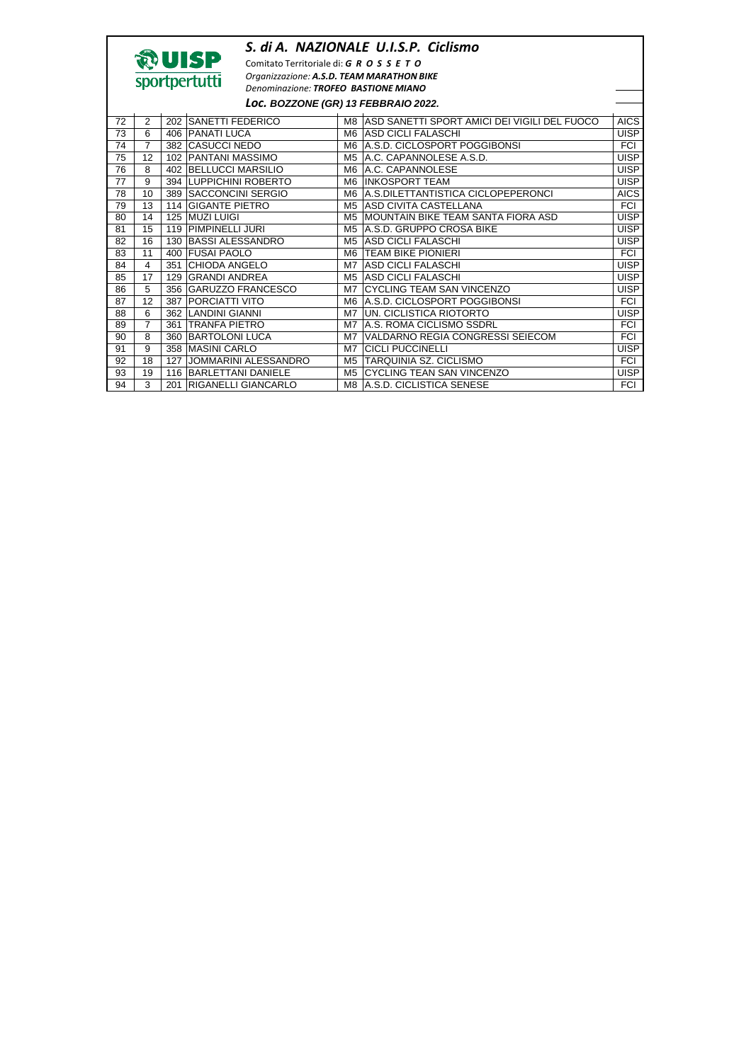UISP sportpertutti

# S. di A. NAZIONALE U.I.S.P. Ciclismo

Comitato Territoriale di: ***G R O S S E T O***

*Organizzazione:* ***A.S.D. TEAM MARATHON BIKE***

*Denominazione:* ***TROFEO BASTIONE MIANO***

***Loc. BOZZONE (GR) 13 FEBBRAIO 2022.***

| | | | | | | |
|---|---|---|---|---|---|---|
| 72 | 2 | 202 | SANETTI FEDERICO | M8 | ASD SANETTI SPORT AMICI DEI VIGILI DEL FUOCO | AICS |
| 73 | 6 | 406 | PANATI LUCA | M6 | ASD CICLI FALASCHI | UISP |
| 74 | 7 | 382 | CASUCCI NEDO | M6 | A.S.D. CICLOSPORT POGGIBONSI | FCI |
| 75 | 12 | 102 | PANTANI MASSIMO | M5 | A.C. CAPANNOLESE A.S.D. | UISP |
| 76 | 8 | 402 | BELLUCCI MARSILIO | M6 | A.C. CAPANNOLESE | UISP |
| 77 | 9 | 394 | LUPPICHINI ROBERTO | M6 | INKOSPORT TEAM | UISP |
| 78 | 10 | 389 | SACCONCINI SERGIO | M6 | A.S.DILETTANTISTICA CICLOPEPERONCI | AICS |
| 79 | 13 | 114 | GIGANTE PIETRO | M5 | ASD CIVITA CASTELLANA | FCI |
| 80 | 14 | 125 | MUZI LUIGI | M5 | MOUNTAIN BIKE TEAM SANTA FIORA ASD | UISP |
| 81 | 15 | 119 | PIMPINELLI JURI | M5 | A.S.D. GRUPPO CROSA BIKE | UISP |
| 82 | 16 | 130 | BASSI ALESSANDRO | M5 | ASD CICLI FALASCHI | UISP |
| 83 | 11 | 400 | FUSAI PAOLO | M6 | TEAM BIKE PIONIERI | FCI |
| 84 | 4 | 351 | CHIODA ANGELO | M7 | ASD CICLI FALASCHI | UISP |
| 85 | 17 | 129 | GRANDI ANDREA | M5 | ASD CICLI FALASCHI | UISP |
| 86 | 5 | 356 | GARUZZO FRANCESCO | M7 | CYCLING TEAM SAN VINCENZO | UISP |
| 87 | 12 | 387 | PORCIATTI VITO | M6 | A.S.D. CICLOSPORT POGGIBONSI | FCI |
| 88 | 6 | 362 | LANDINI GIANNI | M7 | UN. CICLISTICA RIOTORTO | UISP |
| 89 | 7 | 361 | TRANFA PIETRO | M7 | A.S. ROMA CICLISMO SSDRL | FCI |
| 90 | 8 | 360 | BARTOLONI LUCA | M7 | VALDARNO REGIA CONGRESSI SEIECOM | FCI |
| 91 | 9 | 358 | MASINI CARLO | M7 | CICLI PUCCINELLI | UISP |
| 92 | 18 | 127 | JOMMARINI ALESSANDRO | M5 | TARQUINIA SZ. CICLISMO | FCI |
| 93 | 19 | 116 | BARLETTANI DANIELE | M5 | CYCLING TEAN SAN VINCENZO | UISP |
| 94 | 3 | 201 | RIGANELLI GIANCARLO | M8 | A.S.D. CICLISTICA SENESE | FCI |